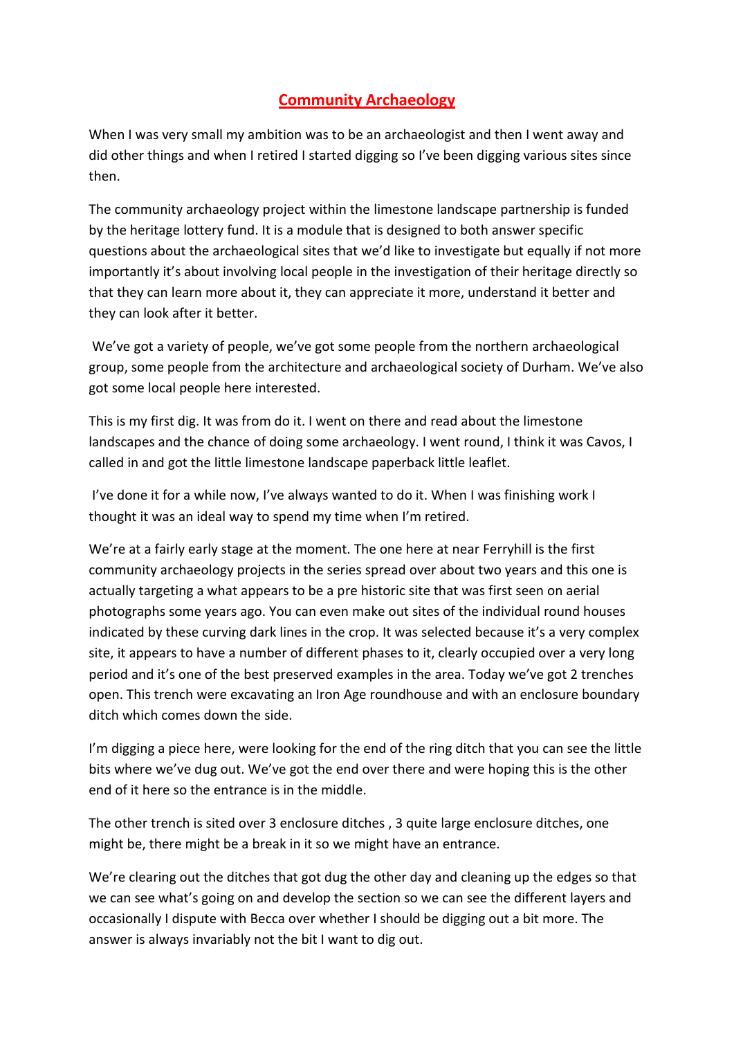# Community Archaeology

When I was very small my ambition was to be an archaeologist and then I went away and did other things and when I retired I started digging so I've been digging various sites since then.

The community archaeology project within the limestone landscape partnership is funded by the heritage lottery fund. It is a module that is designed to both answer specific questions about the archaeological sites that we'd like to investigate but equally if not more importantly it's about involving local people in the investigation of their heritage directly so that they can learn more about it, they can appreciate it more, understand it better and they can look after it better.

We've got a variety of people, we've got some people from the northern archaeological group, some people from the architecture and archaeological society of Durham. We've also got some local people here interested.

This is my first dig. It was from do it. I went on there and read about the limestone landscapes and the chance of doing some archaeology. I went round, I think it was Cavos, I called in and got the little limestone landscape paperback little leaflet.

I've done it for a while now, I've always wanted to do it. When I was finishing work I thought it was an ideal way to spend my time when I'm retired.

We're at a fairly early stage at the moment. The one here at near Ferryhill is the first community archaeology projects in the series spread over about two years and this one is actually targeting a what appears to be a pre historic site that was first seen on aerial photographs some years ago. You can even make out sites of the individual round houses indicated by these curving dark lines in the crop. It was selected because it's a very complex site, it appears to have a number of different phases to it, clearly occupied over a very long period and it's one of the best preserved examples in the area. Today we've got 2 trenches open. This trench were excavating an Iron Age roundhouse and with an enclosure boundary ditch which comes down the side.

I'm digging a piece here, were looking for the end of the ring ditch that you can see the little bits where we've dug out. We've got the end over there and were hoping this is the other end of it here so the entrance is in the middle.

The other trench is sited over 3 enclosure ditches , 3 quite large enclosure ditches, one might be, there might be a break in it so we might have an entrance.

We're clearing out the ditches that got dug the other day and cleaning up the edges so that we can see what's going on and develop the section so we can see the different layers and occasionally I dispute with Becca over whether I should be digging out a bit more. The answer is always invariably not the bit I want to dig out.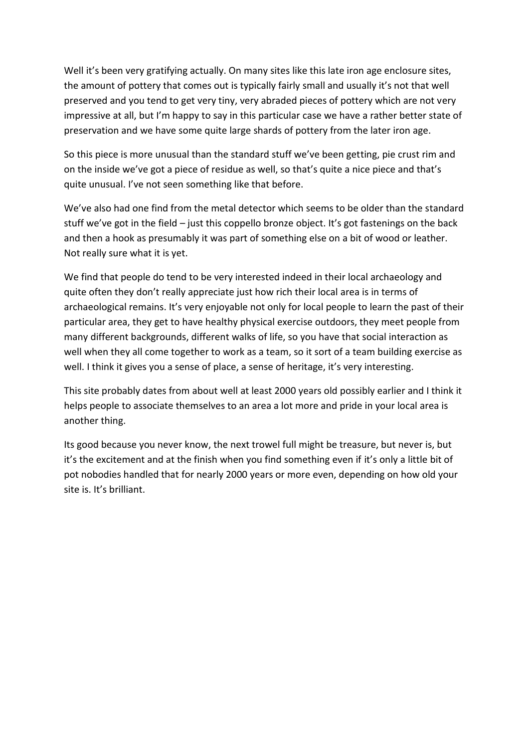Well it's been very gratifying actually. On many sites like this late iron age enclosure sites, the amount of pottery that comes out is typically fairly small and usually it's not that well preserved and you tend to get very tiny, very abraded pieces of pottery which are not very impressive at all, but I'm happy to say in this particular case we have a rather better state of preservation and we have some quite large shards of pottery from the later iron age.

So this piece is more unusual than the standard stuff we've been getting, pie crust rim and on the inside we've got a piece of residue as well, so that's quite a nice piece and that's quite unusual. I've not seen something like that before.

We've also had one find from the metal detector which seems to be older than the standard stuff we've got in the field – just this coppello bronze object. It's got fastenings on the back and then a hook as presumably it was part of something else on a bit of wood or leather. Not really sure what it is yet.

We find that people do tend to be very interested indeed in their local archaeology and quite often they don't really appreciate just how rich their local area is in terms of archaeological remains. It's very enjoyable not only for local people to learn the past of their particular area, they get to have healthy physical exercise outdoors, they meet people from many different backgrounds, different walks of life, so you have that social interaction as well when they all come together to work as a team, so it sort of a team building exercise as well. I think it gives you a sense of place, a sense of heritage, it's very interesting.

This site probably dates from about well at least 2000 years old possibly earlier and I think it helps people to associate themselves to an area a lot more and pride in your local area is another thing.

Its good because you never know, the next trowel full might be treasure, but never is, but it's the excitement and at the finish when you find something even if it's only a little bit of pot nobodies handled that for nearly 2000 years or more even, depending on how old your site is. It's brilliant.